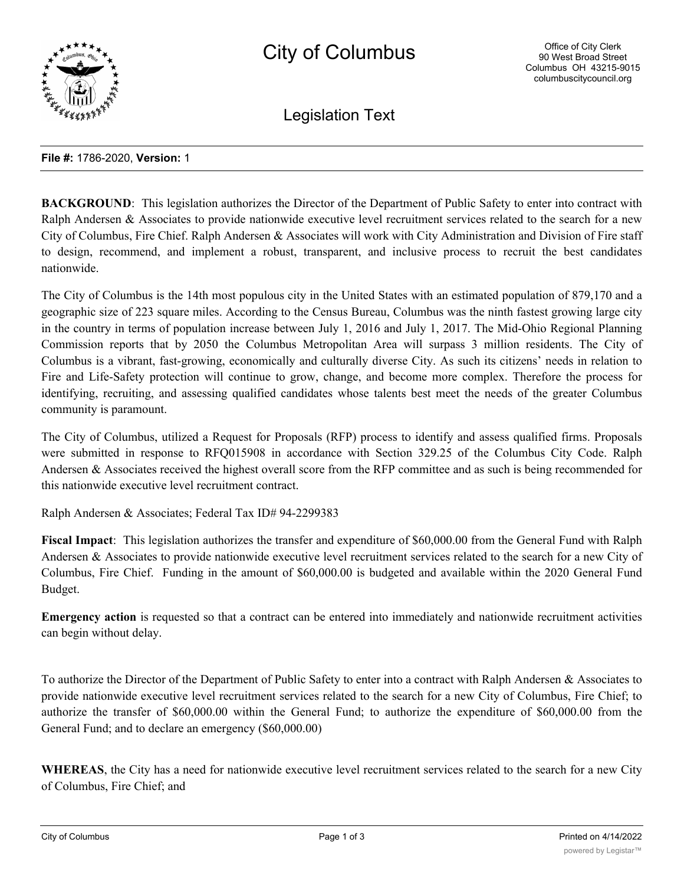# City of Columbus

Office of City Clerk
90 West Broad Street
Columbus OH 43215-9015
columbuscitycouncil.org

## Legislation Text

**File #:** 1786-2020, **Version:** 1

**BACKGROUND**: This legislation authorizes the Director of the Department of Public Safety to enter into contract with Ralph Andersen & Associates to provide nationwide executive level recruitment services related to the search for a new City of Columbus, Fire Chief. Ralph Andersen & Associates will work with City Administration and Division of Fire staff to design, recommend, and implement a robust, transparent, and inclusive process to recruit the best candidates nationwide.

The City of Columbus is the 14th most populous city in the United States with an estimated population of 879,170 and a geographic size of 223 square miles. According to the Census Bureau, Columbus was the ninth fastest growing large city in the country in terms of population increase between July 1, 2016 and July 1, 2017. The Mid-Ohio Regional Planning Commission reports that by 2050 the Columbus Metropolitan Area will surpass 3 million residents. The City of Columbus is a vibrant, fast-growing, economically and culturally diverse City. As such its citizens' needs in relation to Fire and Life-Safety protection will continue to grow, change, and become more complex. Therefore the process for identifying, recruiting, and assessing qualified candidates whose talents best meet the needs of the greater Columbus community is paramount.

The City of Columbus, utilized a Request for Proposals (RFP) process to identify and assess qualified firms. Proposals were submitted in response to RFQ015908 in accordance with Section 329.25 of the Columbus City Code. Ralph Andersen & Associates received the highest overall score from the RFP committee and as such is being recommended for this nationwide executive level recruitment contract.

Ralph Andersen & Associates; Federal Tax ID# 94-2299383

**Fiscal Impact**: This legislation authorizes the transfer and expenditure of $60,000.00 from the General Fund with Ralph Andersen & Associates to provide nationwide executive level recruitment services related to the search for a new City of Columbus, Fire Chief. Funding in the amount of $60,000.00 is budgeted and available within the 2020 General Fund Budget.

**Emergency action** is requested so that a contract can be entered into immediately and nationwide recruitment activities can begin without delay.

To authorize the Director of the Department of Public Safety to enter into a contract with Ralph Andersen & Associates to provide nationwide executive level recruitment services related to the search for a new City of Columbus, Fire Chief; to authorize the transfer of $60,000.00 within the General Fund; to authorize the expenditure of $60,000.00 from the General Fund; and to declare an emergency ($60,000.00)

**WHEREAS**, the City has a need for nationwide executive level recruitment services related to the search for a new City of Columbus, Fire Chief; and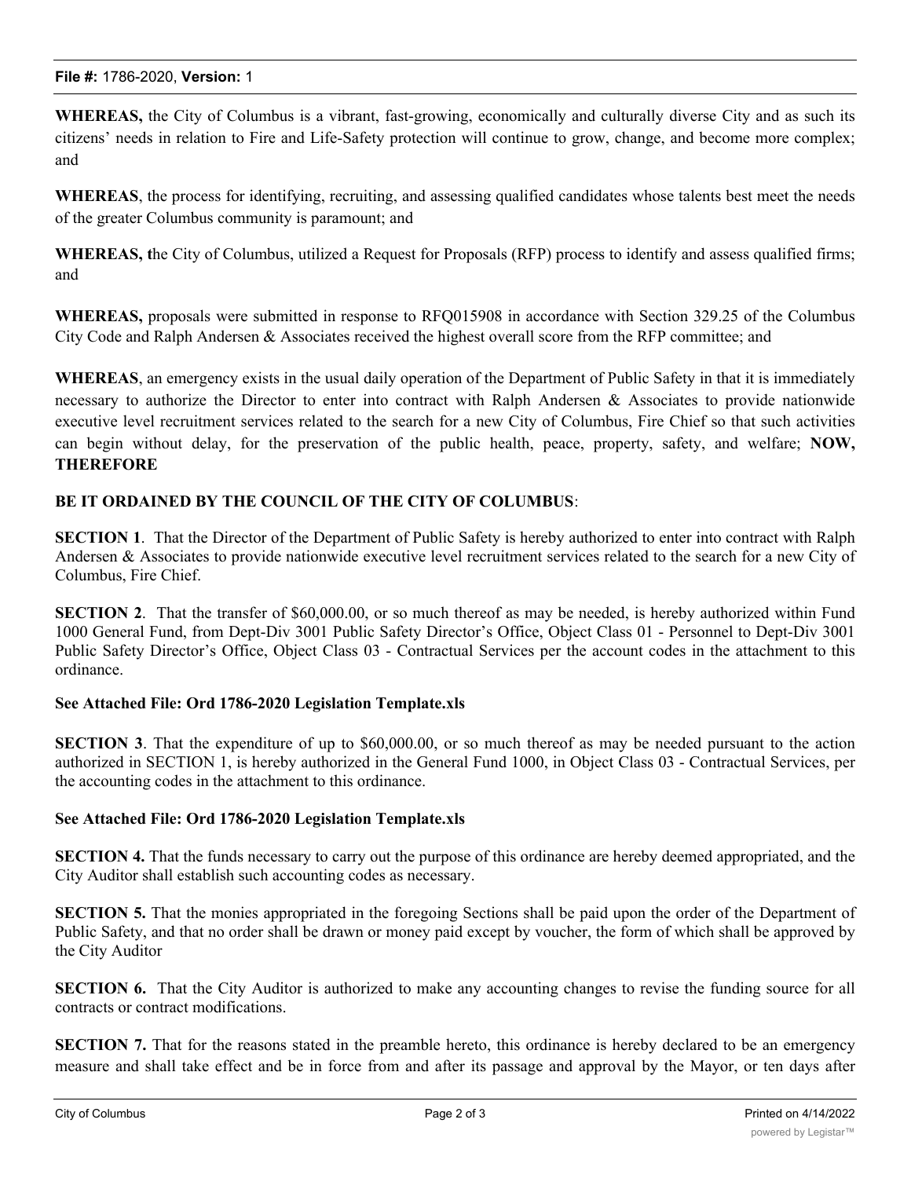**WHEREAS,** the City of Columbus is a vibrant, fast-growing, economically and culturally diverse City and as such its citizens' needs in relation to Fire and Life-Safety protection will continue to grow, change, and become more complex; and

**WHEREAS**, the process for identifying, recruiting, and assessing qualified candidates whose talents best meet the needs of the greater Columbus community is paramount; and

**WHEREAS, t**he City of Columbus, utilized a Request for Proposals (RFP) process to identify and assess qualified firms; and

**WHEREAS,** proposals were submitted in response to RFQ015908 in accordance with Section 329.25 of the Columbus City Code and Ralph Andersen & Associates received the highest overall score from the RFP committee; and

**WHEREAS**, an emergency exists in the usual daily operation of the Department of Public Safety in that it is immediately necessary to authorize the Director to enter into contract with Ralph Andersen & Associates to provide nationwide executive level recruitment services related to the search for a new City of Columbus, Fire Chief so that such activities can begin without delay, for the preservation of the public health, peace, property, safety, and welfare; **NOW, THEREFORE**

**BE IT ORDAINED BY THE COUNCIL OF THE CITY OF COLUMBUS**:

**SECTION 1**. That the Director of the Department of Public Safety is hereby authorized to enter into contract with Ralph Andersen & Associates to provide nationwide executive level recruitment services related to the search for a new City of Columbus, Fire Chief.

**SECTION 2**. That the transfer of $60,000.00, or so much thereof as may be needed, is hereby authorized within Fund 1000 General Fund, from Dept-Div 3001 Public Safety Director's Office, Object Class 01 - Personnel to Dept-Div 3001 Public Safety Director's Office, Object Class 03 - Contractual Services per the account codes in the attachment to this ordinance.

**See Attached File: Ord 1786-2020 Legislation Template.xls**

**SECTION 3**. That the expenditure of up to $60,000.00, or so much thereof as may be needed pursuant to the action authorized in SECTION 1, is hereby authorized in the General Fund 1000, in Object Class 03 - Contractual Services, per the accounting codes in the attachment to this ordinance.

**See Attached File: Ord 1786-2020 Legislation Template.xls**

**SECTION 4.** That the funds necessary to carry out the purpose of this ordinance are hereby deemed appropriated, and the City Auditor shall establish such accounting codes as necessary.

**SECTION 5.** That the monies appropriated in the foregoing Sections shall be paid upon the order of the Department of Public Safety, and that no order shall be drawn or money paid except by voucher, the form of which shall be approved by the City Auditor

**SECTION 6.** That the City Auditor is authorized to make any accounting changes to revise the funding source for all contracts or contract modifications.

**SECTION 7.** That for the reasons stated in the preamble hereto, this ordinance is hereby declared to be an emergency measure and shall take effect and be in force from and after its passage and approval by the Mayor, or ten days after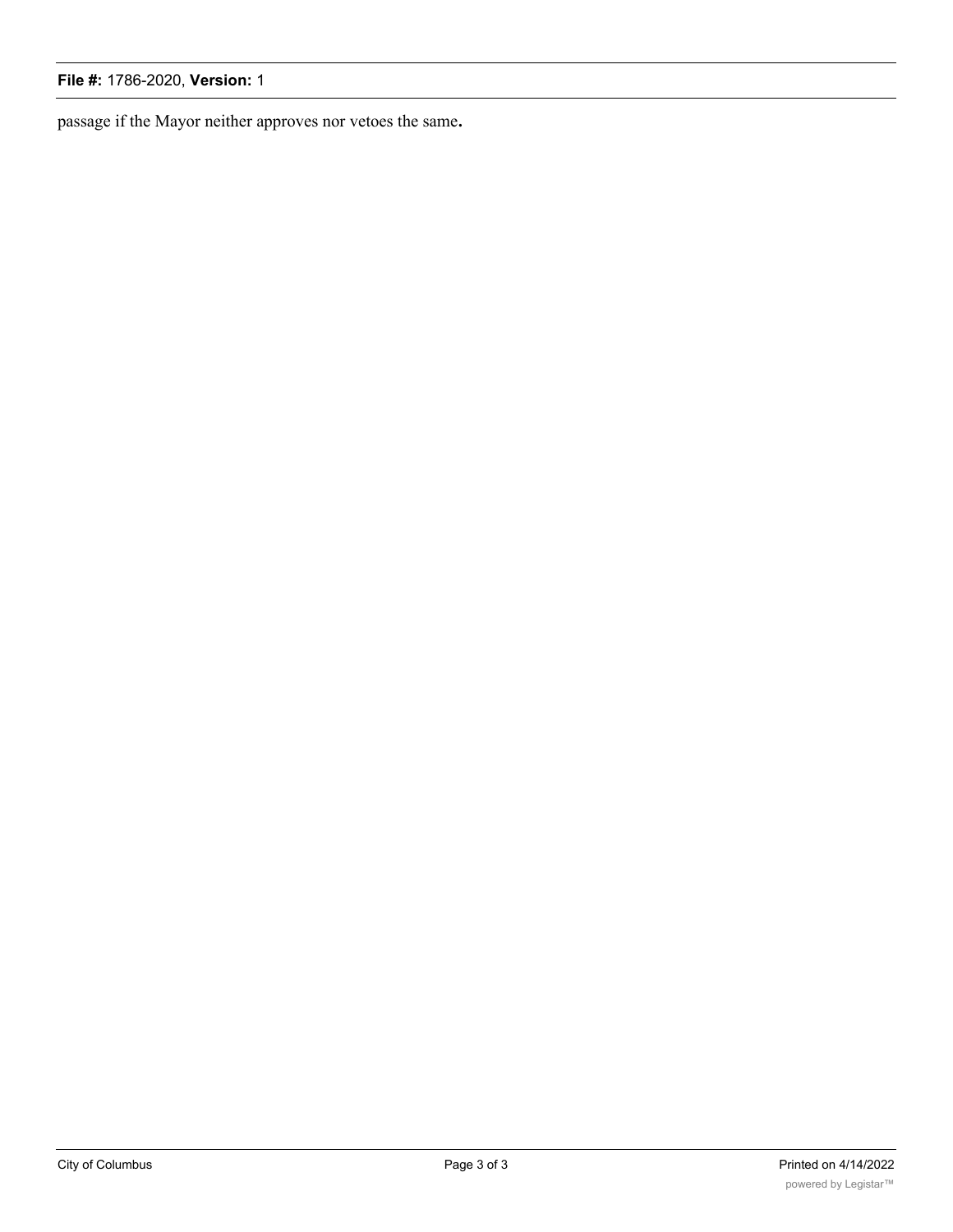passage if the Mayor neither approves nor vetoes the same**.**